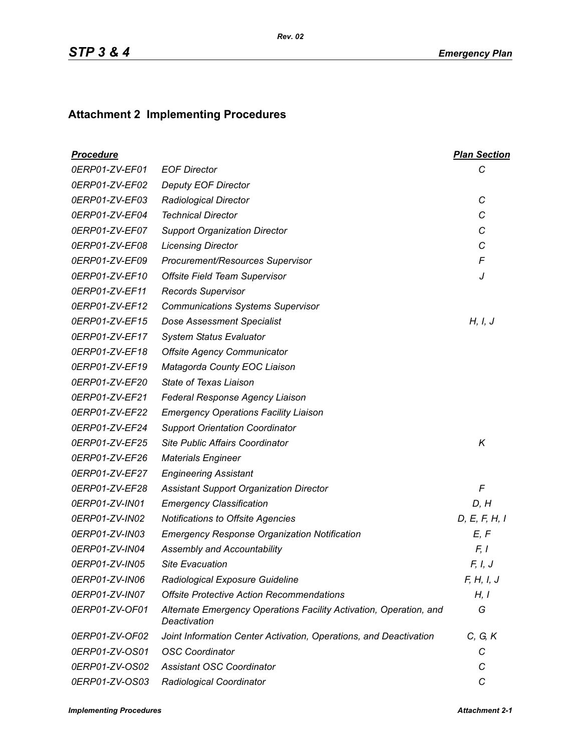## Attachment 2 Implementing Procedures

| *Procedure* | | *Plan Section* |
|---|---|---|
| *0ERP01-ZV-EF01* | *EOF Director* | *C* |
| *0ERP01-ZV-EF02* | *Deputy EOF Director* | |
| *0ERP01-ZV-EF03* | *Radiological Director* | *C* |
| *0ERP01-ZV-EF04* | *Technical Director* | *C* |
| *0ERP01-ZV-EF07* | *Support Organization Director* | *C* |
| *0ERP01-ZV-EF08* | *Licensing Director* | *C* |
| *0ERP01-ZV-EF09* | *Procurement/Resources Supervisor* | *F* |
| *0ERP01-ZV-EF10* | *Offsite Field Team Supervisor* | *J* |
| *0ERP01-ZV-EF11* | *Records Supervisor* | |
| *0ERP01-ZV-EF12* | *Communications Systems Supervisor* | |
| *0ERP01-ZV-EF15* | *Dose Assessment Specialist* | *H, I, J* |
| *0ERP01-ZV-EF17* | *System Status Evaluator* | |
| *0ERP01-ZV-EF18* | *Offsite Agency Communicator* | |
| *0ERP01-ZV-EF19* | *Matagorda County EOC Liaison* | |
| *0ERP01-ZV-EF20* | *State of Texas Liaison* | |
| *0ERP01-ZV-EF21* | *Federal Response Agency Liaison* | |
| *0ERP01-ZV-EF22* | *Emergency Operations Facility Liaison* | |
| *0ERP01-ZV-EF24* | *Support Orientation Coordinator* | |
| *0ERP01-ZV-EF25* | *Site Public Affairs Coordinator* | *K* |
| *0ERP01-ZV-EF26* | *Materials Engineer* | |
| *0ERP01-ZV-EF27* | *Engineering Assistant* | |
| *0ERP01-ZV-EF28* | *Assistant Support Organization Director* | *F* |
| *0ERP01-ZV-IN01* | *Emergency Classification* | *D, H* |
| *0ERP01-ZV-IN02* | *Notifications to Offsite Agencies* | *D, E, F, H, I* |
| *0ERP01-ZV-IN03* | *Emergency Response Organization Notification* | *E, F* |
| *0ERP01-ZV-IN04* | *Assembly and Accountability* | *F, I* |
| *0ERP01-ZV-IN05* | *Site Evacuation* | *F, I, J* |
| *0ERP01-ZV-IN06* | *Radiological Exposure Guideline* | *F, H, I, J* |
| *0ERP01-ZV-IN07* | *Offsite Protective Action Recommendations* | *H, I* |
| *0ERP01-ZV-OF01* | *Alternate Emergency Operations Facility Activation, Operation, and Deactivation* | *G* |
| *0ERP01-ZV-OF02* | *Joint Information Center Activation, Operations, and Deactivation* | *C, G, K* |
| *0ERP01-ZV-OS01* | *OSC Coordinator* | *C* |
| *0ERP01-ZV-OS02* | *Assistant OSC Coordinator* | *C* |
| *0ERP01-ZV-OS03* | *Radiological Coordinator* | *C* |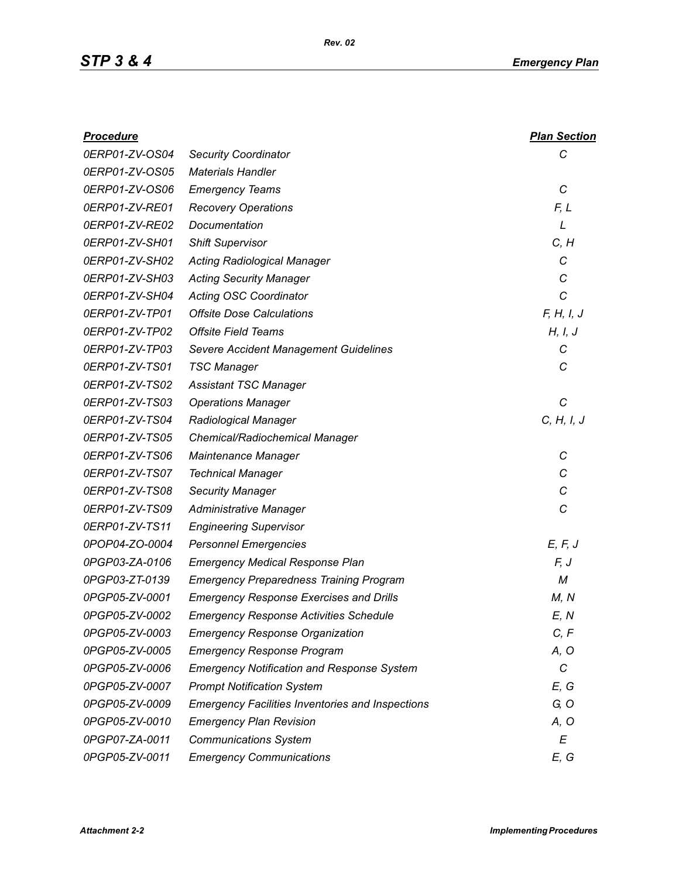| ***Procedure*** | | ***Plan Section*** |
|---|---|---|
| *0ERP01-ZV-OS04* | *Security Coordinator* | *C* |
| *0ERP01-ZV-OS05* | *Materials Handler* | |
| *0ERP01-ZV-OS06* | *Emergency Teams* | *C* |
| *0ERP01-ZV-RE01* | *Recovery Operations* | *F, L* |
| *0ERP01-ZV-RE02* | *Documentation* | *L* |
| *0ERP01-ZV-SH01* | *Shift Supervisor* | *C, H* |
| *0ERP01-ZV-SH02* | *Acting Radiological Manager* | *C* |
| *0ERP01-ZV-SH03* | *Acting Security Manager* | *C* |
| *0ERP01-ZV-SH04* | *Acting OSC Coordinator* | *C* |
| *0ERP01-ZV-TP01* | *Offsite Dose Calculations* | *F, H, I, J* |
| *0ERP01-ZV-TP02* | *Offsite Field Teams* | *H, I, J* |
| *0ERP01-ZV-TP03* | *Severe Accident Management Guidelines* | *C* |
| *0ERP01-ZV-TS01* | *TSC Manager* | *C* |
| *0ERP01-ZV-TS02* | *Assistant TSC Manager* | |
| *0ERP01-ZV-TS03* | *Operations Manager* | *C* |
| *0ERP01-ZV-TS04* | *Radiological Manager* | *C, H, I, J* |
| *0ERP01-ZV-TS05* | *Chemical/Radiochemical Manager* | |
| *0ERP01-ZV-TS06* | *Maintenance Manager* | *C* |
| *0ERP01-ZV-TS07* | *Technical Manager* | *C* |
| *0ERP01-ZV-TS08* | *Security Manager* | *C* |
| *0ERP01-ZV-TS09* | *Administrative Manager* | *C* |
| *0ERP01-ZV-TS11* | *Engineering Supervisor* | |
| *0POP04-ZO-0004* | *Personnel Emergencies* | *E, F, J* |
| *0PGP03-ZA-0106* | *Emergency Medical Response Plan* | *F, J* |
| *0PGP03-ZT-0139* | *Emergency Preparedness Training Program* | *M* |
| *0PGP05-ZV-0001* | *Emergency Response Exercises and Drills* | *M, N* |
| *0PGP05-ZV-0002* | *Emergency Response Activities Schedule* | *E, N* |
| *0PGP05-ZV-0003* | *Emergency Response Organization* | *C, F* |
| *0PGP05-ZV-0005* | *Emergency Response Program* | *A, O* |
| *0PGP05-ZV-0006* | *Emergency Notification and Response System* | *C* |
| *0PGP05-ZV-0007* | *Prompt Notification System* | *E, G* |
| *0PGP05-ZV-0009* | *Emergency Facilities Inventories and Inspections* | *G, O* |
| *0PGP05-ZV-0010* | *Emergency Plan Revision* | *A, O* |
| *0PGP07-ZA-0011* | *Communications System* | *E* |
| *0PGP05-ZV-0011* | *Emergency Communications* | *E, G* |